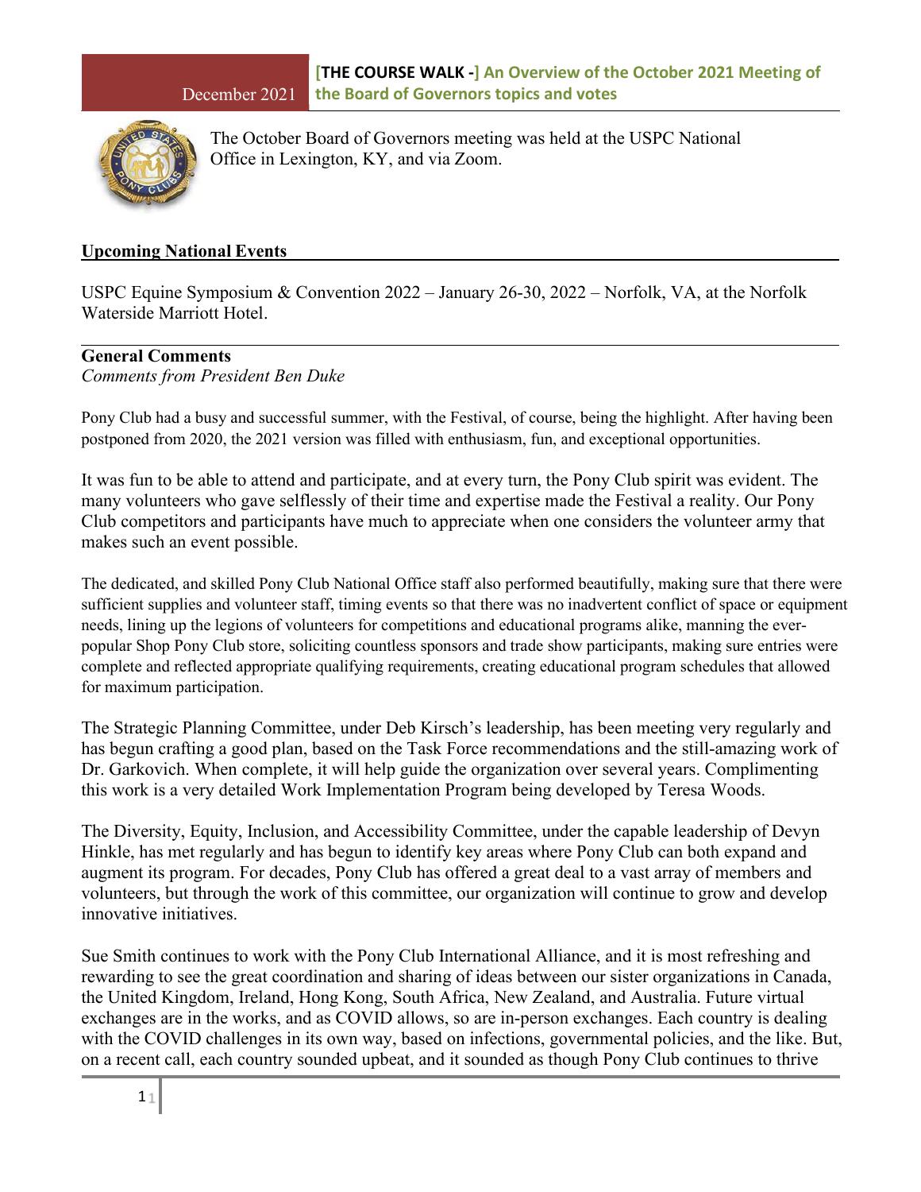December 2021

**[THE COURSE WALK -] An Overview of the October 2021 Meeting of the Board of Governors topics and votes**

The October Board of Governors meeting was held at the USPC National Office in Lexington, KY, and via Zoom.

## Upcoming National Events

USPC Equine Symposium & Convention 2022 – January 26-30, 2022 – Norfolk, VA, at the Norfolk Waterside Marriott Hotel.

## General Comments

*Comments from President Ben Duke*

Pony Club had a busy and successful summer, with the Festival, of course, being the highlight. After having been postponed from 2020, the 2021 version was filled with enthusiasm, fun, and exceptional opportunities.

It was fun to be able to attend and participate, and at every turn, the Pony Club spirit was evident. The many volunteers who gave selflessly of their time and expertise made the Festival a reality. Our Pony Club competitors and participants have much to appreciate when one considers the volunteer army that makes such an event possible.

The dedicated, and skilled Pony Club National Office staff also performed beautifully, making sure that there were sufficient supplies and volunteer staff, timing events so that there was no inadvertent conflict of space or equipment needs, lining up the legions of volunteers for competitions and educational programs alike, manning the ever-popular Shop Pony Club store, soliciting countless sponsors and trade show participants, making sure entries were complete and reflected appropriate qualifying requirements, creating educational program schedules that allowed for maximum participation.

The Strategic Planning Committee, under Deb Kirsch's leadership, has been meeting very regularly and has begun crafting a good plan, based on the Task Force recommendations and the still-amazing work of Dr. Garkovich. When complete, it will help guide the organization over several years. Complimenting this work is a very detailed Work Implementation Program being developed by Teresa Woods.

The Diversity, Equity, Inclusion, and Accessibility Committee, under the capable leadership of Devyn Hinkle, has met regularly and has begun to identify key areas where Pony Club can both expand and augment its program. For decades, Pony Club has offered a great deal to a vast array of members and volunteers, but through the work of this committee, our organization will continue to grow and develop innovative initiatives.

Sue Smith continues to work with the Pony Club International Alliance, and it is most refreshing and rewarding to see the great coordination and sharing of ideas between our sister organizations in Canada, the United Kingdom, Ireland, Hong Kong, South Africa, New Zealand, and Australia. Future virtual exchanges are in the works, and as COVID allows, so are in-person exchanges. Each country is dealing with the COVID challenges in its own way, based on infections, governmental policies, and the like. But, on a recent call, each country sounded upbeat, and it sounded as though Pony Club continues to thrive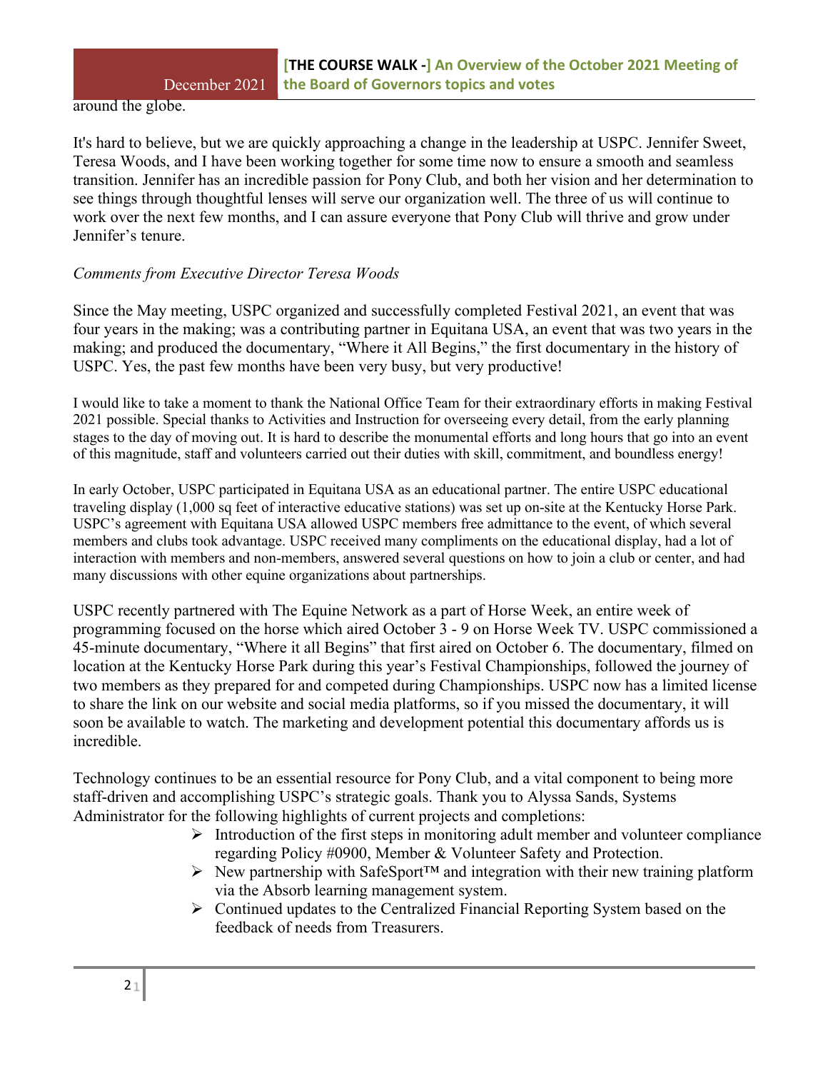around the globe.

It's hard to believe, but we are quickly approaching a change in the leadership at USPC. Jennifer Sweet, Teresa Woods, and I have been working together for some time now to ensure a smooth and seamless transition. Jennifer has an incredible passion for Pony Club, and both her vision and her determination to see things through thoughtful lenses will serve our organization well. The three of us will continue to work over the next few months, and I can assure everyone that Pony Club will thrive and grow under Jennifer's tenure.

*Comments from Executive Director Teresa Woods*

Since the May meeting, USPC organized and successfully completed Festival 2021, an event that was four years in the making; was a contributing partner in Equitana USA, an event that was two years in the making; and produced the documentary, "Where it All Begins," the first documentary in the history of USPC. Yes, the past few months have been very busy, but very productive!

I would like to take a moment to thank the National Office Team for their extraordinary efforts in making Festival 2021 possible. Special thanks to Activities and Instruction for overseeing every detail, from the early planning stages to the day of moving out. It is hard to describe the monumental efforts and long hours that go into an event of this magnitude, staff and volunteers carried out their duties with skill, commitment, and boundless energy!

In early October, USPC participated in Equitana USA as an educational partner. The entire USPC educational traveling display (1,000 sq feet of interactive educative stations) was set up on-site at the Kentucky Horse Park. USPC's agreement with Equitana USA allowed USPC members free admittance to the event, of which several members and clubs took advantage. USPC received many compliments on the educational display, had a lot of interaction with members and non-members, answered several questions on how to join a club or center, and had many discussions with other equine organizations about partnerships.

USPC recently partnered with The Equine Network as a part of Horse Week, an entire week of programming focused on the horse which aired October 3 - 9 on Horse Week TV. USPC commissioned a 45-minute documentary, "Where it all Begins" that first aired on October 6. The documentary, filmed on location at the Kentucky Horse Park during this year's Festival Championships, followed the journey of two members as they prepared for and competed during Championships. USPC now has a limited license to share the link on our website and social media platforms, so if you missed the documentary, it will soon be available to watch. The marketing and development potential this documentary affords us is incredible.

Technology continues to be an essential resource for Pony Club, and a vital component to being more staff-driven and accomplishing USPC's strategic goals. Thank you to Alyssa Sands, Systems Administrator for the following highlights of current projects and completions:

- Introduction of the first steps in monitoring adult member and volunteer compliance regarding Policy #0900, Member & Volunteer Safety and Protection.
- New partnership with SafeSport™ and integration with their new training platform via the Absorb learning management system.
- Continued updates to the Centralized Financial Reporting System based on the feedback of needs from Treasurers.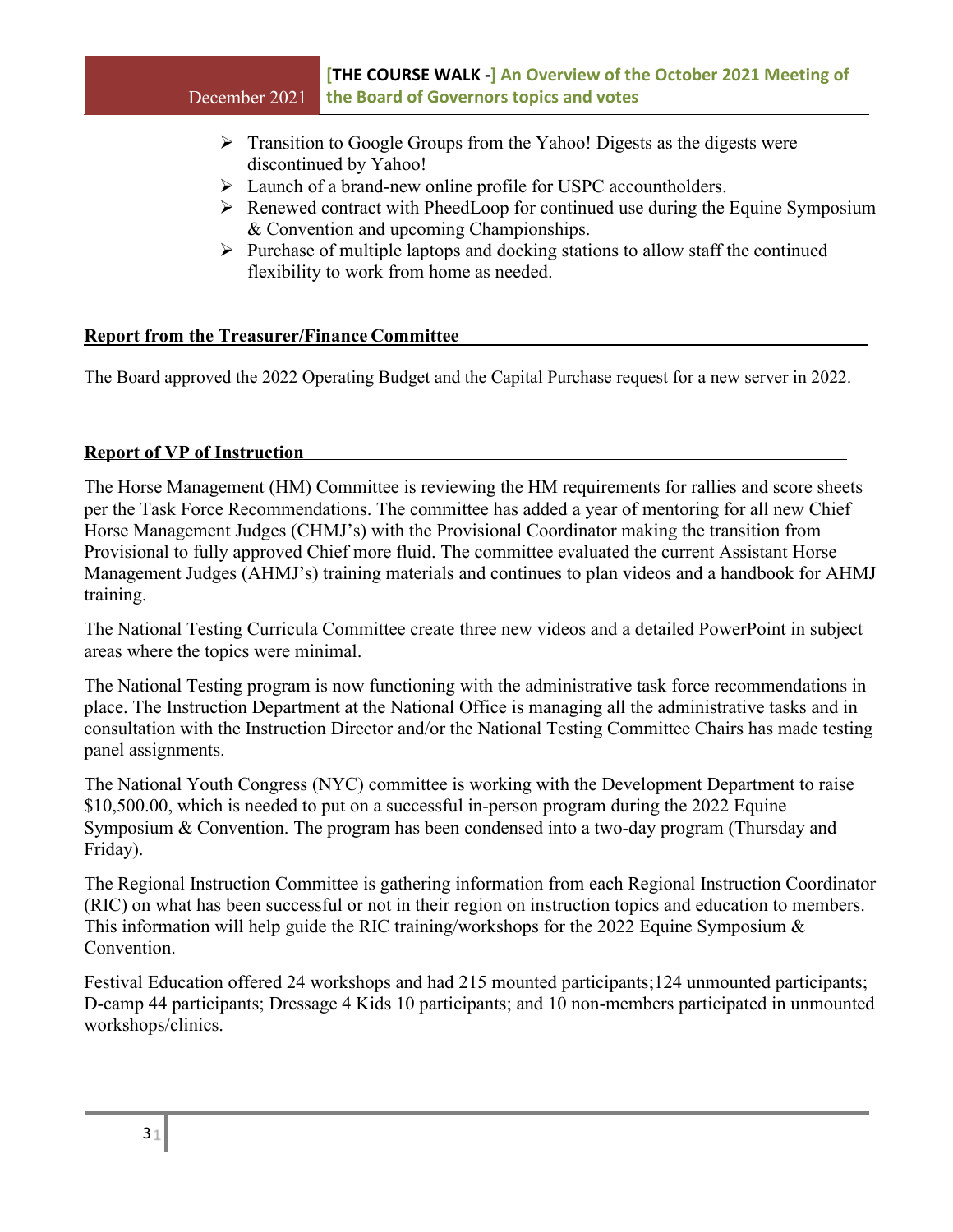- Transition to Google Groups from the Yahoo! Digests as the digests were discontinued by Yahoo!
- Launch of a brand-new online profile for USPC accountholders.
- Renewed contract with PheedLoop for continued use during the Equine Symposium & Convention and upcoming Championships.
- Purchase of multiple laptops and docking stations to allow staff the continued flexibility to work from home as needed.

## Report from the Treasurer/Finance Committee

The Board approved the 2022 Operating Budget and the Capital Purchase request for a new server in 2022.

## Report of VP of Instruction

The Horse Management (HM) Committee is reviewing the HM requirements for rallies and score sheets per the Task Force Recommendations. The committee has added a year of mentoring for all new Chief Horse Management Judges (CHMJ's) with the Provisional Coordinator making the transition from Provisional to fully approved Chief more fluid. The committee evaluated the current Assistant Horse Management Judges (AHMJ's) training materials and continues to plan videos and a handbook for AHMJ training.

The National Testing Curricula Committee create three new videos and a detailed PowerPoint in subject areas where the topics were minimal.

The National Testing program is now functioning with the administrative task force recommendations in place. The Instruction Department at the National Office is managing all the administrative tasks and in consultation with the Instruction Director and/or the National Testing Committee Chairs has made testing panel assignments.

The National Youth Congress (NYC) committee is working with the Development Department to raise $10,500.00, which is needed to put on a successful in-person program during the 2022 Equine Symposium & Convention. The program has been condensed into a two-day program (Thursday and Friday).

The Regional Instruction Committee is gathering information from each Regional Instruction Coordinator (RIC) on what has been successful or not in their region on instruction topics and education to members. This information will help guide the RIC training/workshops for the 2022 Equine Symposium & Convention.

Festival Education offered 24 workshops and had 215 mounted participants;124 unmounted participants; D-camp 44 participants; Dressage 4 Kids 10 participants; and 10 non-members participated in unmounted workshops/clinics.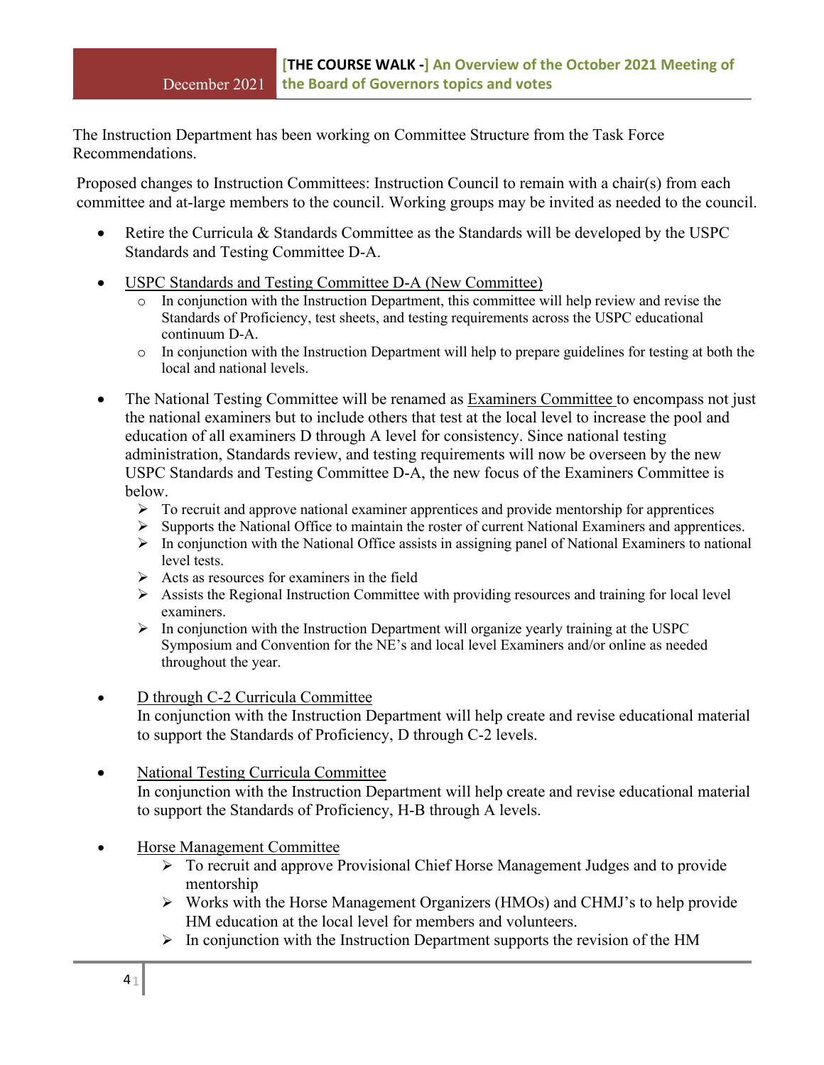The Instruction Department has been working on Committee Structure from the Task Force Recommendations.

Proposed changes to Instruction Committees: Instruction Council to remain with a chair(s) from each committee and at-large members to the council. Working groups may be invited as needed to the council.

- Retire the Curricula & Standards Committee as the Standards will be developed by the USPC Standards and Testing Committee D-A.

- <u>USPC Standards and Testing Committee D-A (New Committee)</u>
  - In conjunction with the Instruction Department, this committee will help review and revise the Standards of Proficiency, test sheets, and testing requirements across the USPC educational continuum D-A.
  - In conjunction with the Instruction Department will help to prepare guidelines for testing at both the local and national levels.

- The National Testing Committee will be renamed as <u>Examiners Committee</u> to encompass not just the national examiners but to include others that test at the local level to increase the pool and education of all examiners D through A level for consistency. Since national testing administration, Standards review, and testing requirements will now be overseen by the new USPC Standards and Testing Committee D-A, the new focus of the Examiners Committee is below.
  - To recruit and approve national examiner apprentices and provide mentorship for apprentices
  - Supports the National Office to maintain the roster of current National Examiners and apprentices.
  - In conjunction with the National Office assists in assigning panel of National Examiners to national level tests.
  - Acts as resources for examiners in the field
  - Assists the Regional Instruction Committee with providing resources and training for local level examiners.
  - In conjunction with the Instruction Department will organize yearly training at the USPC Symposium and Convention for the NE's and local level Examiners and/or online as needed throughout the year.

- <u>D through C-2 Curricula Committee</u>
  In conjunction with the Instruction Department will help create and revise educational material to support the Standards of Proficiency, D through C-2 levels.

- <u>National Testing Curricula Committee</u>
  In conjunction with the Instruction Department will help create and revise educational material to support the Standards of Proficiency, H-B through A levels.

- <u>Horse Management Committee</u>
  - To recruit and approve Provisional Chief Horse Management Judges and to provide mentorship
  - Works with the Horse Management Organizers (HMOs) and CHMJ's to help provide HM education at the local level for members and volunteers.
  - In conjunction with the Instruction Department supports the revision of the HM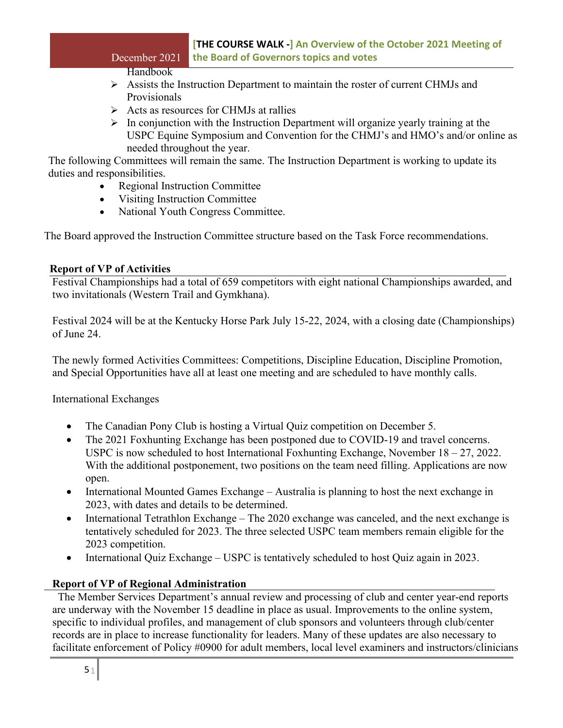Handbook

- Assists the Instruction Department to maintain the roster of current CHMJs and Provisionals
- Acts as resources for CHMJs at rallies
- In conjunction with the Instruction Department will organize yearly training at the USPC Equine Symposium and Convention for the CHMJ's and HMO's and/or online as needed throughout the year.

The following Committees will remain the same. The Instruction Department is working to update its duties and responsibilities.

- Regional Instruction Committee
- Visiting Instruction Committee
- National Youth Congress Committee.

The Board approved the Instruction Committee structure based on the Task Force recommendations.

**Report of VP of Activities**

Festival Championships had a total of 659 competitors with eight national Championships awarded, and two invitationals (Western Trail and Gymkhana).

Festival 2024 will be at the Kentucky Horse Park July 15-22, 2024, with a closing date (Championships) of June 24.

The newly formed Activities Committees: Competitions, Discipline Education, Discipline Promotion, and Special Opportunities have all at least one meeting and are scheduled to have monthly calls.

International Exchanges

- The Canadian Pony Club is hosting a Virtual Quiz competition on December 5.
- The 2021 Foxhunting Exchange has been postponed due to COVID-19 and travel concerns. USPC is now scheduled to host International Foxhunting Exchange, November 18 – 27, 2022. With the additional postponement, two positions on the team need filling. Applications are now open.
- International Mounted Games Exchange – Australia is planning to host the next exchange in 2023, with dates and details to be determined.
- International Tetrathlon Exchange – The 2020 exchange was canceled, and the next exchange is tentatively scheduled for 2023. The three selected USPC team members remain eligible for the 2023 competition.
- International Quiz Exchange – USPC is tentatively scheduled to host Quiz again in 2023.

**Report of VP of Regional Administration**

The Member Services Department's annual review and processing of club and center year-end reports are underway with the November 15 deadline in place as usual. Improvements to the online system, specific to individual profiles, and management of club sponsors and volunteers through club/center records are in place to increase functionality for leaders. Many of these updates are also necessary to facilitate enforcement of Policy #0900 for adult members, local level examiners and instructors/clinicians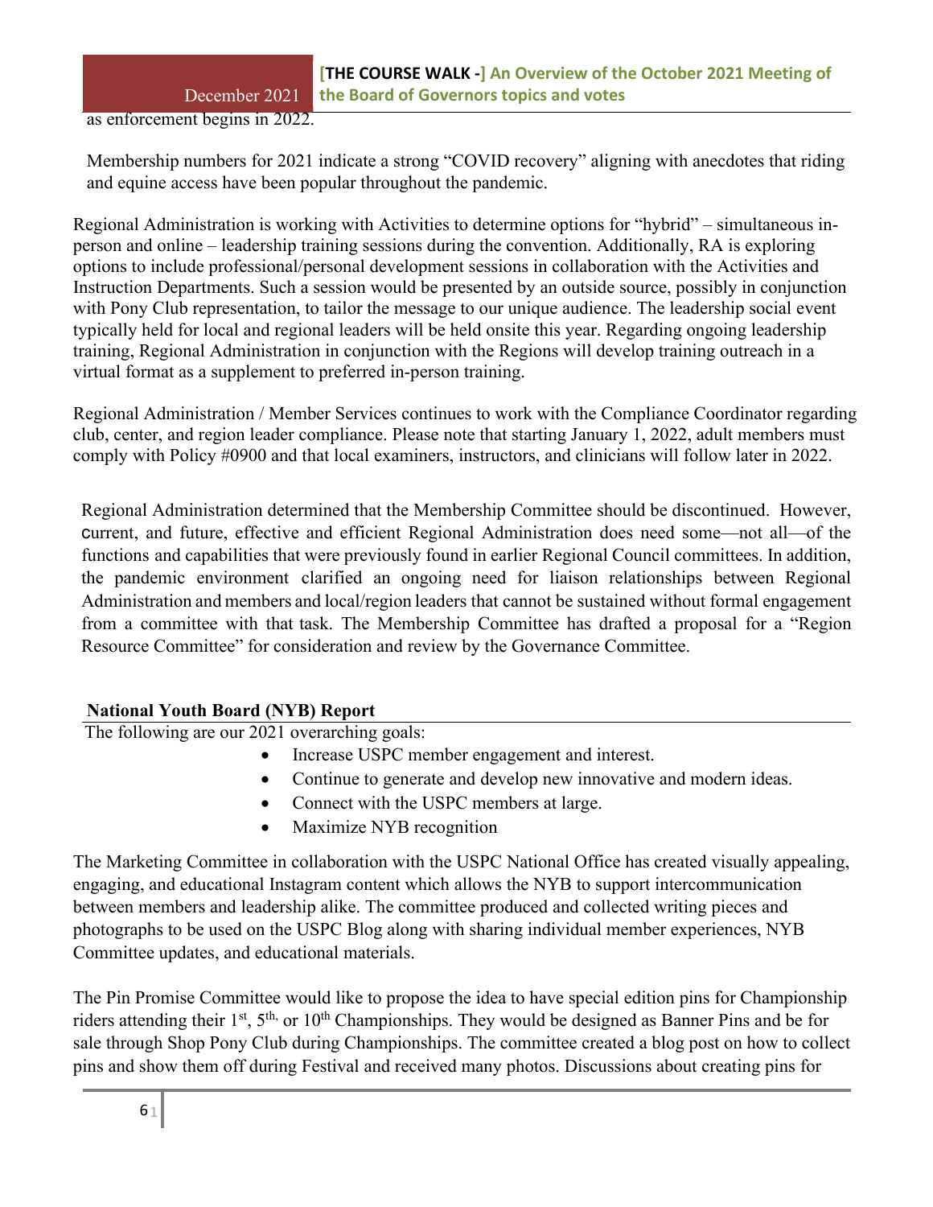as enforcement begins in 2022.

Membership numbers for 2021 indicate a strong "COVID recovery" aligning with anecdotes that riding and equine access have been popular throughout the pandemic.

Regional Administration is working with Activities to determine options for "hybrid" – simultaneous in-person and online – leadership training sessions during the convention. Additionally, RA is exploring options to include professional/personal development sessions in collaboration with the Activities and Instruction Departments. Such a session would be presented by an outside source, possibly in conjunction with Pony Club representation, to tailor the message to our unique audience. The leadership social event typically held for local and regional leaders will be held onsite this year. Regarding ongoing leadership training, Regional Administration in conjunction with the Regions will develop training outreach in a virtual format as a supplement to preferred in-person training.

Regional Administration / Member Services continues to work with the Compliance Coordinator regarding club, center, and region leader compliance. Please note that starting January 1, 2022, adult members must comply with Policy #0900 and that local examiners, instructors, and clinicians will follow later in 2022.

Regional Administration determined that the Membership Committee should be discontinued. However, current, and future, effective and efficient Regional Administration does need some—not all—of the functions and capabilities that were previously found in earlier Regional Council committees. In addition, the pandemic environment clarified an ongoing need for liaison relationships between Regional Administration and members and local/region leaders that cannot be sustained without formal engagement from a committee with that task. The Membership Committee has drafted a proposal for a "Region Resource Committee" for consideration and review by the Governance Committee.

**National Youth Board (NYB) Report**

The following are our 2021 overarching goals:

- Increase USPC member engagement and interest.
- Continue to generate and develop new innovative and modern ideas.
- Connect with the USPC members at large.
- Maximize NYB recognition

The Marketing Committee in collaboration with the USPC National Office has created visually appealing, engaging, and educational Instagram content which allows the NYB to support intercommunication between members and leadership alike. The committee produced and collected writing pieces and photographs to be used on the USPC Blog along with sharing individual member experiences, NYB Committee updates, and educational materials.

The Pin Promise Committee would like to propose the idea to have special edition pins for Championship riders attending their 1st, 5th, or 10th Championships. They would be designed as Banner Pins and be for sale through Shop Pony Club during Championships. The committee created a blog post on how to collect pins and show them off during Festival and received many photos. Discussions about creating pins for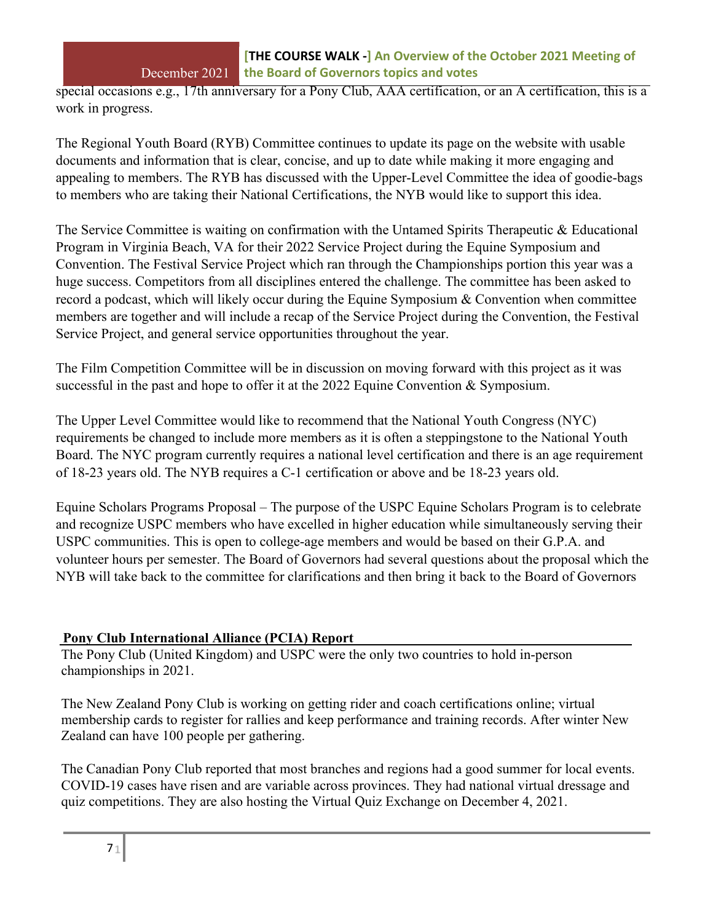special occasions e.g., 17th anniversary for a Pony Club, AAA certification, or an A certification, this is a work in progress.

The Regional Youth Board (RYB) Committee continues to update its page on the website with usable documents and information that is clear, concise, and up to date while making it more engaging and appealing to members. The RYB has discussed with the Upper-Level Committee the idea of goodie-bags to members who are taking their National Certifications, the NYB would like to support this idea.

The Service Committee is waiting on confirmation with the Untamed Spirits Therapeutic & Educational Program in Virginia Beach, VA for their 2022 Service Project during the Equine Symposium and Convention. The Festival Service Project which ran through the Championships portion this year was a huge success. Competitors from all disciplines entered the challenge. The committee has been asked to record a podcast, which will likely occur during the Equine Symposium & Convention when committee members are together and will include a recap of the Service Project during the Convention, the Festival Service Project, and general service opportunities throughout the year.

The Film Competition Committee will be in discussion on moving forward with this project as it was successful in the past and hope to offer it at the 2022 Equine Convention & Symposium.

The Upper Level Committee would like to recommend that the National Youth Congress (NYC) requirements be changed to include more members as it is often a steppingstone to the National Youth Board. The NYC program currently requires a national level certification and there is an age requirement of 18-23 years old. The NYB requires a C-1 certification or above and be 18-23 years old.

Equine Scholars Programs Proposal – The purpose of the USPC Equine Scholars Program is to celebrate and recognize USPC members who have excelled in higher education while simultaneously serving their USPC communities. This is open to college-age members and would be based on their G.P.A. and volunteer hours per semester. The Board of Governors had several questions about the proposal which the NYB will take back to the committee for clarifications and then bring it back to the Board of Governors

## Pony Club International Alliance (PCIA) Report

The Pony Club (United Kingdom) and USPC were the only two countries to hold in-person championships in 2021.

The New Zealand Pony Club is working on getting rider and coach certifications online; virtual membership cards to register for rallies and keep performance and training records. After winter New Zealand can have 100 people per gathering.

The Canadian Pony Club reported that most branches and regions had a good summer for local events. COVID-19 cases have risen and are variable across provinces. They had national virtual dressage and quiz competitions. They are also hosting the Virtual Quiz Exchange on December 4, 2021.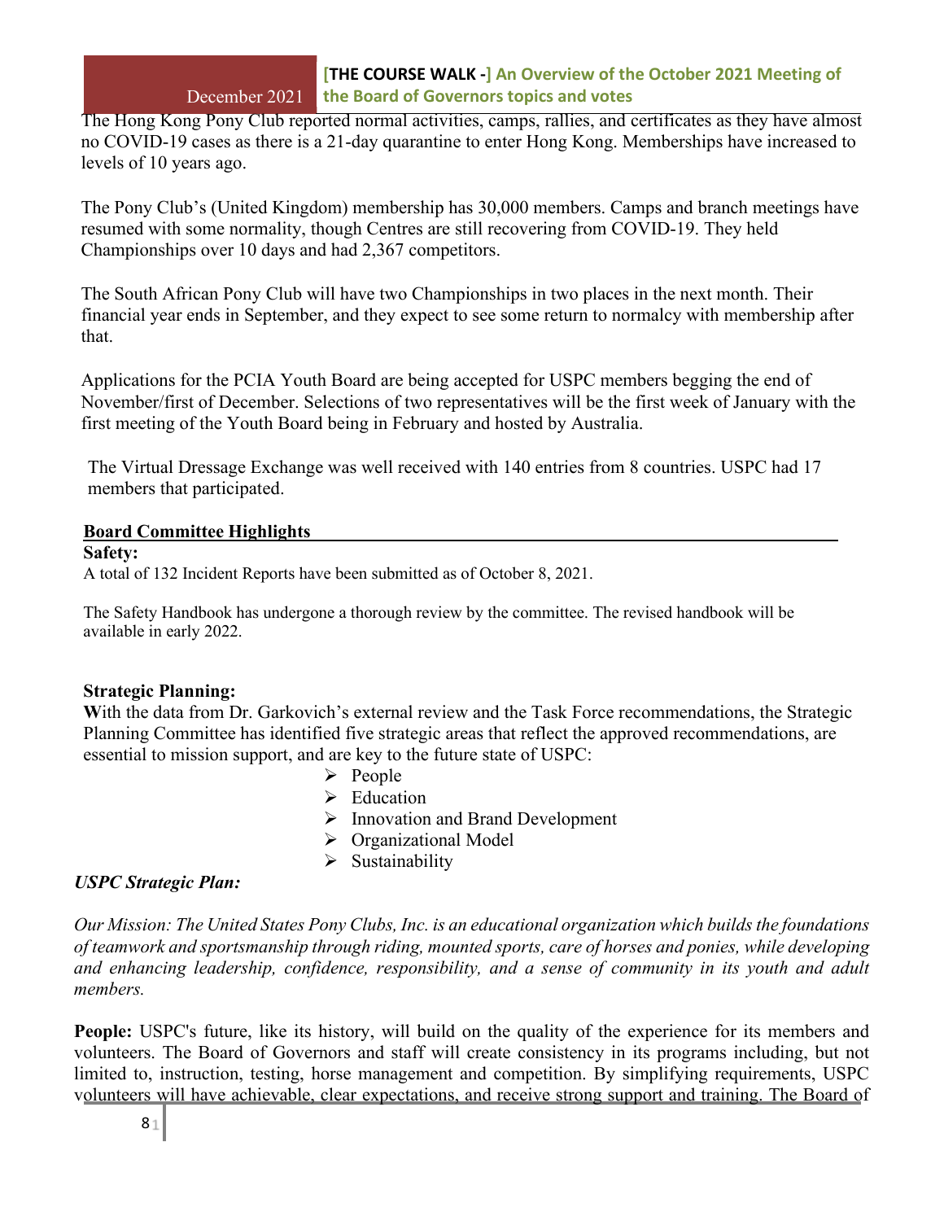The Hong Kong Pony Club reported normal activities, camps, rallies, and certificates as they have almost no COVID-19 cases as there is a 21-day quarantine to enter Hong Kong. Memberships have increased to levels of 10 years ago.

The Pony Club's (United Kingdom) membership has 30,000 members. Camps and branch meetings have resumed with some normality, though Centres are still recovering from COVID-19. They held Championships over 10 days and had 2,367 competitors.

The South African Pony Club will have two Championships in two places in the next month. Their financial year ends in September, and they expect to see some return to normalcy with membership after that.

Applications for the PCIA Youth Board are being accepted for USPC members begging the end of November/first of December. Selections of two representatives will be the first week of January with the first meeting of the Youth Board being in February and hosted by Australia.

The Virtual Dressage Exchange was well received with 140 entries from 8 countries. USPC had 17 members that participated.

## Board Committee Highlights

**Safety:**

A total of 132 Incident Reports have been submitted as of October 8, 2021.

The Safety Handbook has undergone a thorough review by the committee. The revised handbook will be available in early 2022.

**Strategic Planning:**

**W**ith the data from Dr. Garkovich's external review and the Task Force recommendations, the Strategic Planning Committee has identified five strategic areas that reflect the approved recommendations, are essential to mission support, and are key to the future state of USPC:

- People
- Education
- Innovation and Brand Development
- Organizational Model
- Sustainability

***USPC Strategic Plan:***

*Our Mission: The United States Pony Clubs, Inc. is an educational organization which builds the foundations of teamwork and sportsmanship through riding, mounted sports, care of horses and ponies, while developing and enhancing leadership, confidence, responsibility, and a sense of community in its youth and adult members.*

**People:** USPC's future, like its history, will build on the quality of the experience for its members and volunteers. The Board of Governors and staff will create consistency in its programs including, but not limited to, instruction, testing, horse management and competition. By simplifying requirements, USPC volunteers will have achievable, clear expectations, and receive strong support and training. The Board of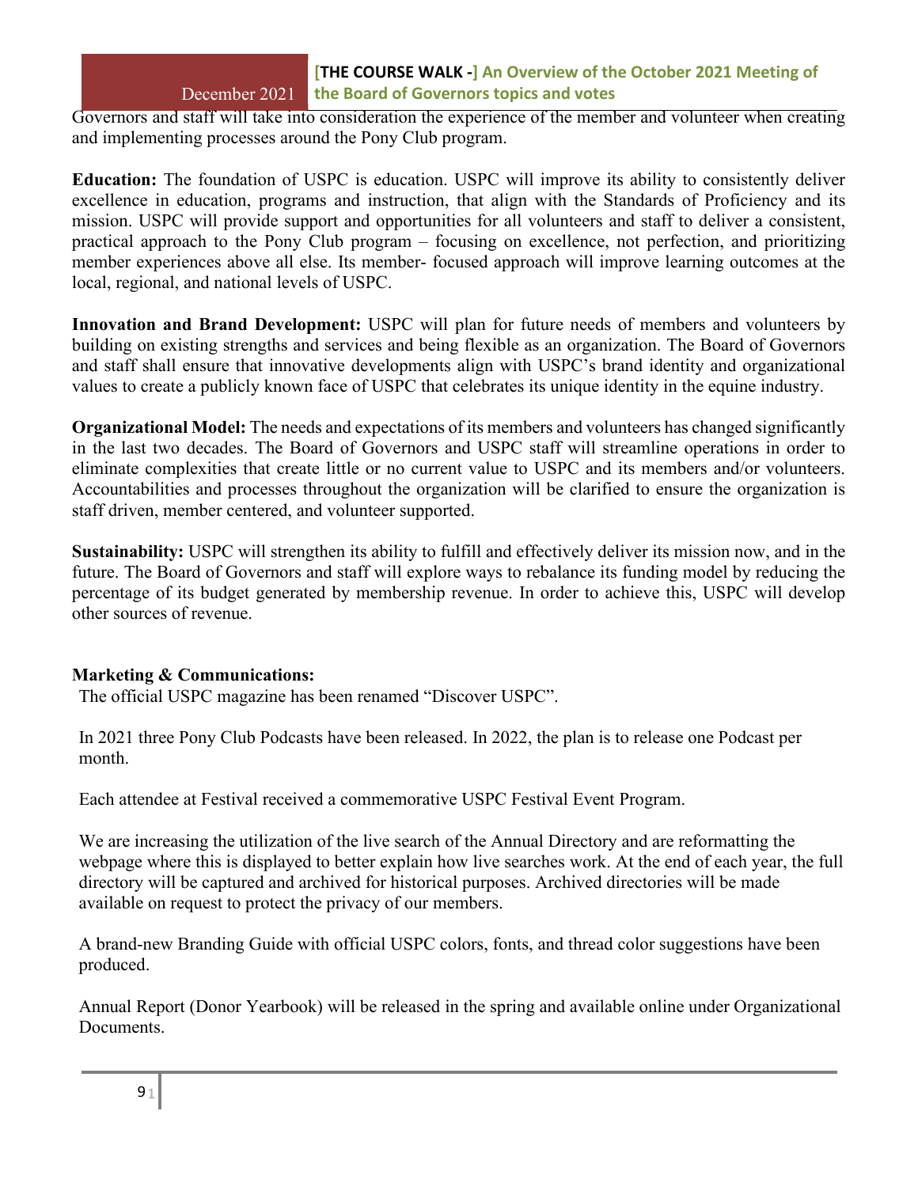Governors and staff will take into consideration the experience of the member and volunteer when creating and implementing processes around the Pony Club program.

**Education:** The foundation of USPC is education. USPC will improve its ability to consistently deliver excellence in education, programs and instruction, that align with the Standards of Proficiency and its mission. USPC will provide support and opportunities for all volunteers and staff to deliver a consistent, practical approach to the Pony Club program – focusing on excellence, not perfection, and prioritizing member experiences above all else. Its member- focused approach will improve learning outcomes at the local, regional, and national levels of USPC.

**Innovation and Brand Development:** USPC will plan for future needs of members and volunteers by building on existing strengths and services and being flexible as an organization. The Board of Governors and staff shall ensure that innovative developments align with USPC's brand identity and organizational values to create a publicly known face of USPC that celebrates its unique identity in the equine industry.

**Organizational Model:** The needs and expectations of its members and volunteers has changed significantly in the last two decades. The Board of Governors and USPC staff will streamline operations in order to eliminate complexities that create little or no current value to USPC and its members and/or volunteers. Accountabilities and processes throughout the organization will be clarified to ensure the organization is staff driven, member centered, and volunteer supported.

**Sustainability:** USPC will strengthen its ability to fulfill and effectively deliver its mission now, and in the future. The Board of Governors and staff will explore ways to rebalance its funding model by reducing the percentage of its budget generated by membership revenue. In order to achieve this, USPC will develop other sources of revenue.

**Marketing & Communications:**

The official USPC magazine has been renamed "Discover USPC".

In 2021 three Pony Club Podcasts have been released. In 2022, the plan is to release one Podcast per month.

Each attendee at Festival received a commemorative USPC Festival Event Program.

We are increasing the utilization of the live search of the Annual Directory and are reformatting the webpage where this is displayed to better explain how live searches work. At the end of each year, the full directory will be captured and archived for historical purposes. Archived directories will be made available on request to protect the privacy of our members.

A brand-new Branding Guide with official USPC colors, fonts, and thread color suggestions have been produced.

Annual Report (Donor Yearbook) will be released in the spring and available online under Organizational Documents.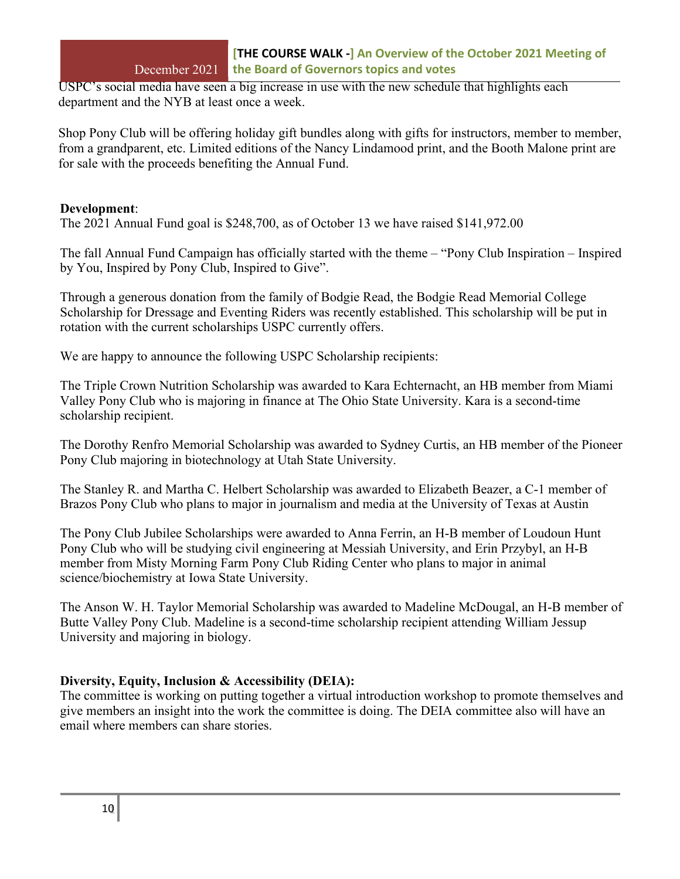USPC's social media have seen a big increase in use with the new schedule that highlights each department and the NYB at least once a week.

Shop Pony Club will be offering holiday gift bundles along with gifts for instructors, member to member, from a grandparent, etc. Limited editions of the Nancy Lindamood print, and the Booth Malone print are for sale with the proceeds benefiting the Annual Fund.

**Development**:

The 2021 Annual Fund goal is $248,700, as of October 13 we have raised $141,972.00

The fall Annual Fund Campaign has officially started with the theme – "Pony Club Inspiration – Inspired by You, Inspired by Pony Club, Inspired to Give".

Through a generous donation from the family of Bodgie Read, the Bodgie Read Memorial College Scholarship for Dressage and Eventing Riders was recently established. This scholarship will be put in rotation with the current scholarships USPC currently offers.

We are happy to announce the following USPC Scholarship recipients:

The Triple Crown Nutrition Scholarship was awarded to Kara Echternacht, an HB member from Miami Valley Pony Club who is majoring in finance at The Ohio State University. Kara is a second-time scholarship recipient.

The Dorothy Renfro Memorial Scholarship was awarded to Sydney Curtis, an HB member of the Pioneer Pony Club majoring in biotechnology at Utah State University.

The Stanley R. and Martha C. Helbert Scholarship was awarded to Elizabeth Beazer, a C-1 member of Brazos Pony Club who plans to major in journalism and media at the University of Texas at Austin

The Pony Club Jubilee Scholarships were awarded to Anna Ferrin, an H-B member of Loudoun Hunt Pony Club who will be studying civil engineering at Messiah University, and Erin Przybyl, an H-B member from Misty Morning Farm Pony Club Riding Center who plans to major in animal science/biochemistry at Iowa State University.

The Anson W. H. Taylor Memorial Scholarship was awarded to Madeline McDougal, an H-B member of Butte Valley Pony Club. Madeline is a second-time scholarship recipient attending William Jessup University and majoring in biology.

**Diversity, Equity, Inclusion & Accessibility (DEIA):**

The committee is working on putting together a virtual introduction workshop to promote themselves and give members an insight into the work the committee is doing. The DEIA committee also will have an email where members can share stories.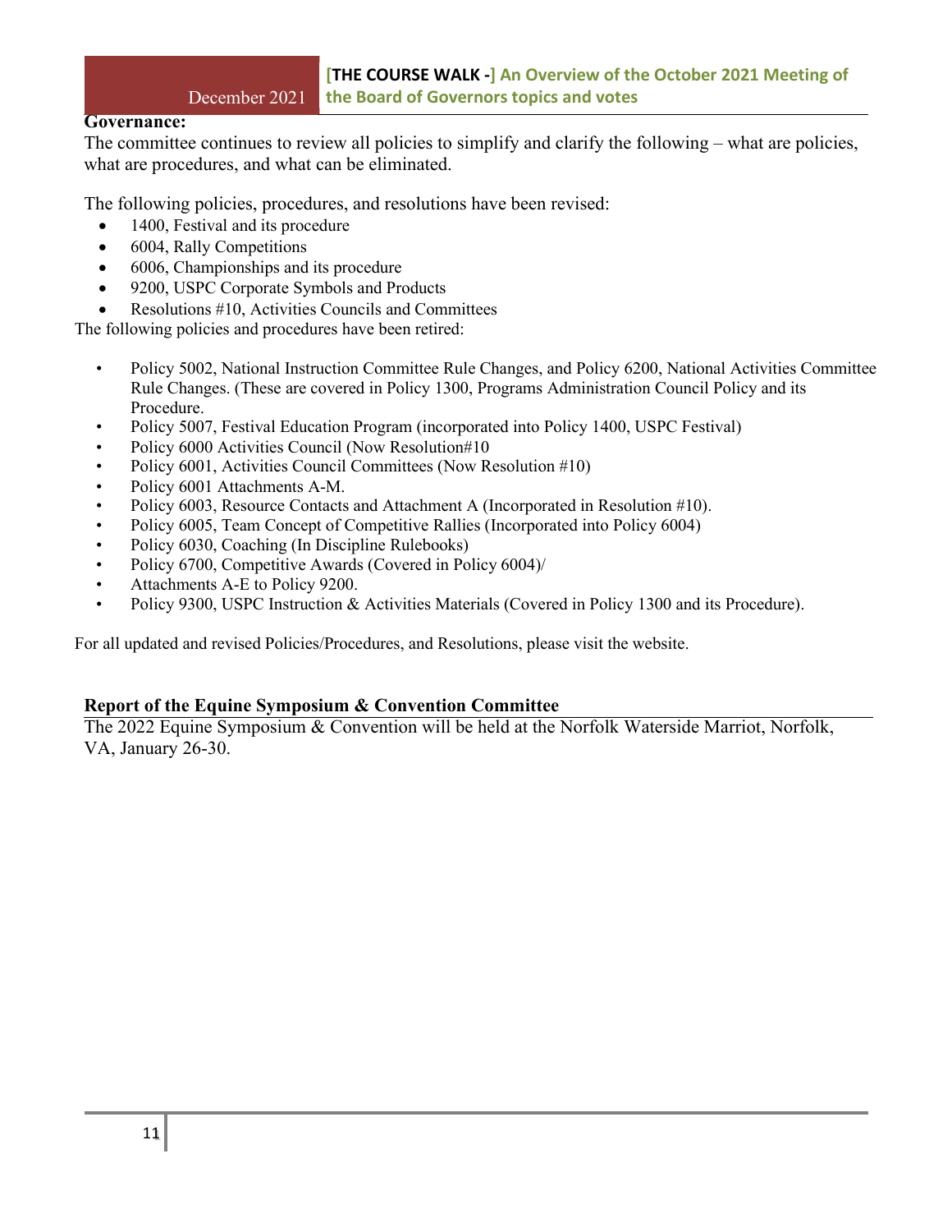**Governance:**

The committee continues to review all policies to simplify and clarify the following – what are policies, what are procedures, and what can be eliminated.

The following policies, procedures, and resolutions have been revised:

- 1400, Festival and its procedure
- 6004, Rally Competitions
- 6006, Championships and its procedure
- 9200, USPC Corporate Symbols and Products
- Resolutions #10, Activities Councils and Committees

The following policies and procedures have been retired:

- Policy 5002, National Instruction Committee Rule Changes, and Policy 6200, National Activities Committee Rule Changes. (These are covered in Policy 1300, Programs Administration Council Policy and its Procedure.
- Policy 5007, Festival Education Program (incorporated into Policy 1400, USPC Festival)
- Policy 6000 Activities Council (Now Resolution#10
- Policy 6001, Activities Council Committees (Now Resolution #10)
- Policy 6001 Attachments A-M.
- Policy 6003, Resource Contacts and Attachment A (Incorporated in Resolution #10).
- Policy 6005, Team Concept of Competitive Rallies (Incorporated into Policy 6004)
- Policy 6030, Coaching (In Discipline Rulebooks)
- Policy 6700, Competitive Awards (Covered in Policy 6004)/
- Attachments A-E to Policy 9200.
- Policy 9300, USPC Instruction & Activities Materials (Covered in Policy 1300 and its Procedure).

For all updated and revised Policies/Procedures, and Resolutions, please visit the website.

**Report of the Equine Symposium & Convention Committee**

The 2022 Equine Symposium & Convention will be held at the Norfolk Waterside Marriot, Norfolk, VA, January 26-30.